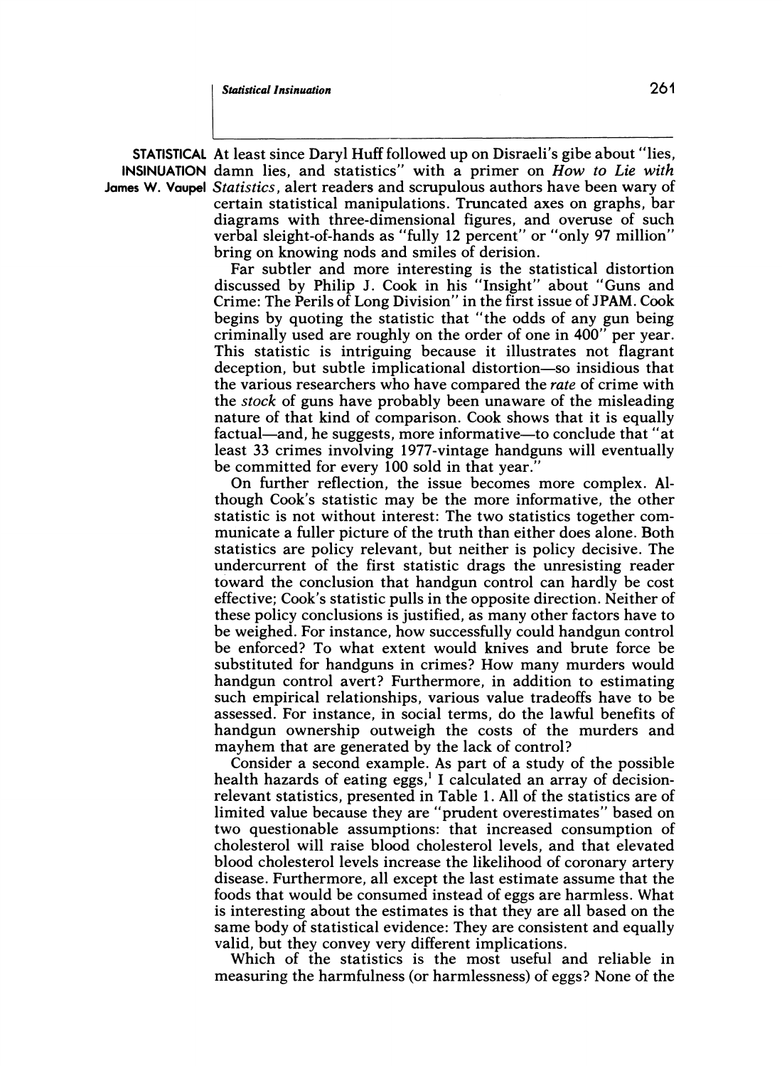# STATISTICAL INSINUATION

**James W. Vaupel**

At least since Daryl Huff followed up on Disraeli's gibe about "lies, damn lies, and statistics" with a primer on *How to Lie with Statistics*, alert readers and scrupulous authors have been wary of certain statistical manipulations. Truncated axes on graphs, bar diagrams with three-dimensional figures, and overuse of such verbal sleight-of-hands as "fully 12 percent" or "only 97 million" bring on knowing nods and smiles of derision.

Far subtler and more interesting is the statistical distortion discussed by Philip J. Cook in his "Insight" about "Guns and Crime: The Perils of Long Division" in the first issue of JPAM. Cook begins by quoting the statistic that "the odds of any gun being criminally used are roughly on the order of one in 400" per year. This statistic is intriguing because it illustrates not flagrant deception, but subtle implicational distortion—so insidious that the various researchers who have compared the *rate* of crime with the *stock* of guns have probably been unaware of the misleading nature of that kind of comparison. Cook shows that it is equally factual—and, he suggests, more informative—to conclude that "at least 33 crimes involving 1977-vintage handguns will eventually be committed for every 100 sold in that year."

On further reflection, the issue becomes more complex. Although Cook's statistic may be the more informative, the other statistic is not without interest: The two statistics together communicate a fuller picture of the truth than either does alone. Both statistics are policy relevant, but neither is policy decisive. The undercurrent of the first statistic drags the unresisting reader toward the conclusion that handgun control can hardly be cost effective; Cook's statistic pulls in the opposite direction. Neither of these policy conclusions is justified, as many other factors have to be weighed. For instance, how successfully could handgun control be enforced? To what extent would knives and brute force be substituted for handguns in crimes? How many murders would handgun control avert? Furthermore, in addition to estimating such empirical relationships, various value tradeoffs have to be assessed. For instance, in social terms, do the lawful benefits of handgun ownership outweigh the costs of the murders and mayhem that are generated by the lack of control?

Consider a second example. As part of a study of the possible health hazards of eating eggs,[1] I calculated an array of decision-relevant statistics, presented in Table 1. All of the statistics are of limited value because they are "prudent overestimates" based on two questionable assumptions: that increased consumption of cholesterol will raise blood cholesterol levels, and that elevated blood cholesterol levels increase the likelihood of coronary artery disease. Furthermore, all except the last estimate assume that the foods that would be consumed instead of eggs are harmless. What is interesting about the estimates is that they are all based on the same body of statistical evidence: They are consistent and equally valid, but they convey very different implications.

Which of the statistics is the most useful and reliable in measuring the harmfulness (or harmlessness) of eggs? None of the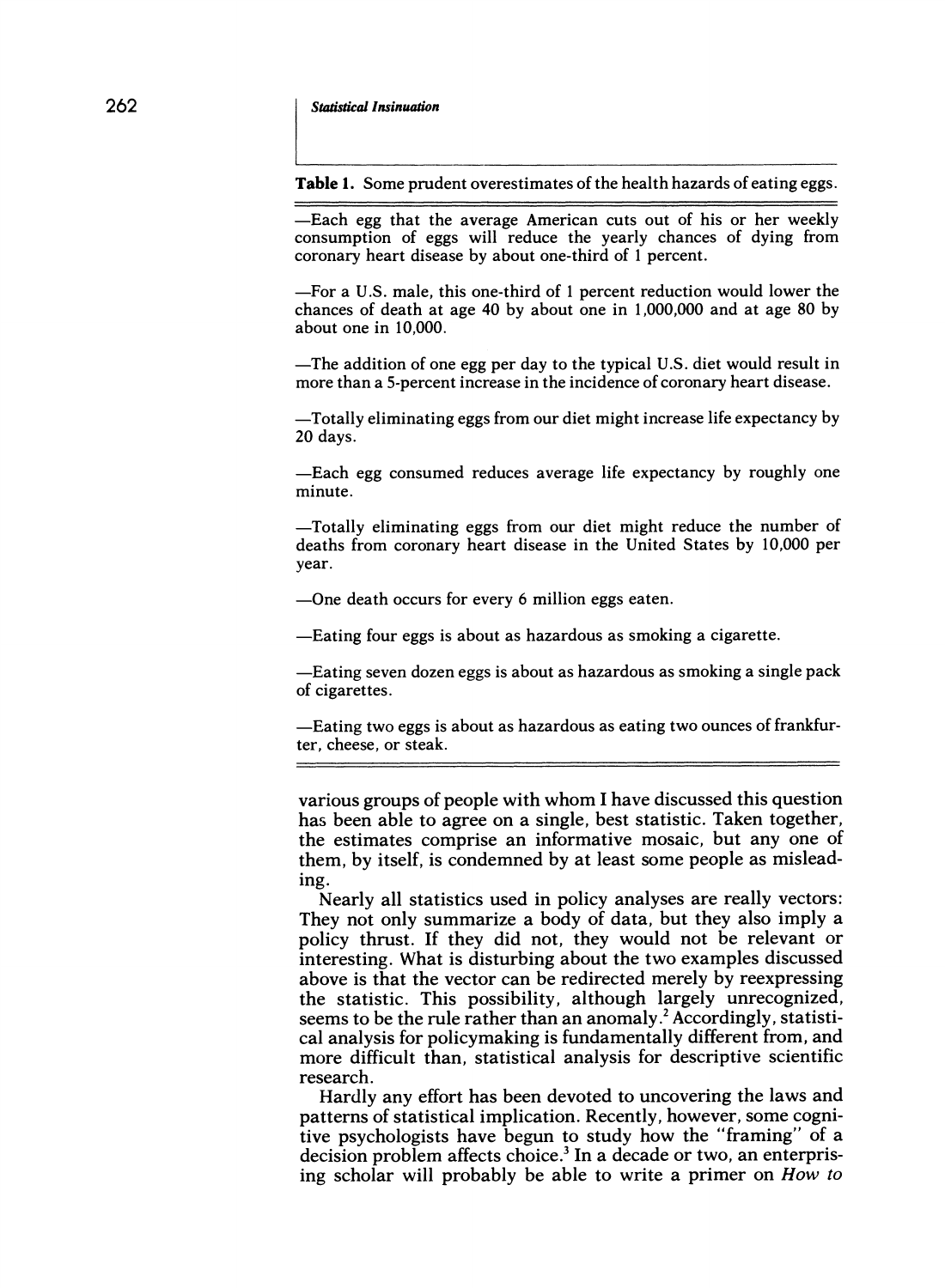**Table 1.** Some prudent overestimates of the health hazards of eating eggs.

—Each egg that the average American cuts out of his or her weekly consumption of eggs will reduce the yearly chances of dying from coronary heart disease by about one-third of 1 percent.

—For a U.S. male, this one-third of 1 percent reduction would lower the chances of death at age 40 by about one in 1,000,000 and at age 80 by about one in 10,000.

—The addition of one egg per day to the typical U.S. diet would result in more than a 5-percent increase in the incidence of coronary heart disease.

—Totally eliminating eggs from our diet might increase life expectancy by 20 days.

—Each egg consumed reduces average life expectancy by roughly one minute.

—Totally eliminating eggs from our diet might reduce the number of deaths from coronary heart disease in the United States by 10,000 per year.

—One death occurs for every 6 million eggs eaten.

—Eating four eggs is about as hazardous as smoking a cigarette.

—Eating seven dozen eggs is about as hazardous as smoking a single pack of cigarettes.

—Eating two eggs is about as hazardous as eating two ounces of frankfurter, cheese, or steak.

various groups of people with whom I have discussed this question has been able to agree on a single, best statistic. Taken together, the estimates comprise an informative mosaic, but any one of them, by itself, is condemned by at least some people as misleading.

Nearly all statistics used in policy analyses are really vectors: They not only summarize a body of data, but they also imply a policy thrust. If they did not, they would not be relevant or interesting. What is disturbing about the two examples discussed above is that the vector can be redirected merely by reexpressing the statistic. This possibility, although largely unrecognized, seems to be the rule rather than an anomaly.[2] Accordingly, statistical analysis for policymaking is fundamentally different from, and more difficult than, statistical analysis for descriptive scientific research.

Hardly any effort has been devoted to uncovering the laws and patterns of statistical implication. Recently, however, some cognitive psychologists have begun to study how the "framing" of a decision problem affects choice.[3] In a decade or two, an enterprising scholar will probably be able to write a primer on *How to*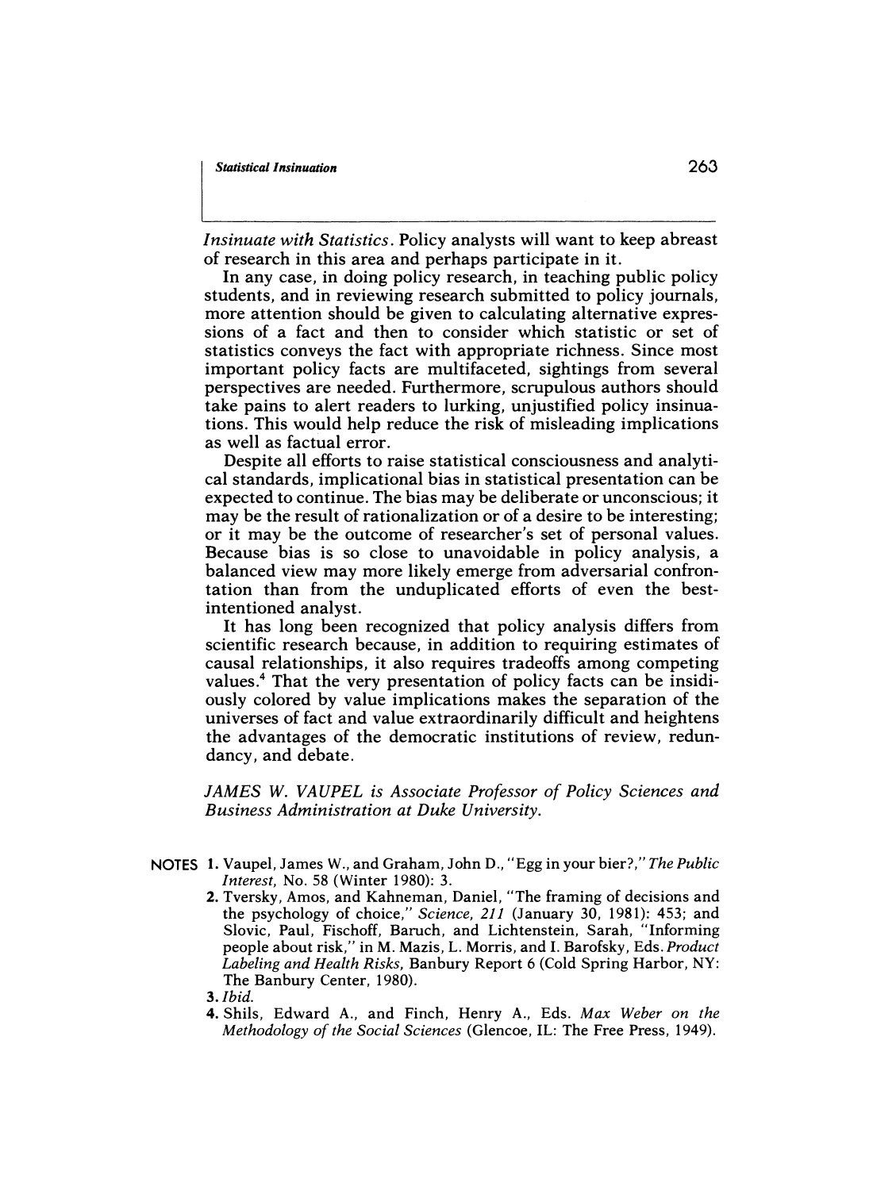*Insinuate with Statistics*. Policy analysts will want to keep abreast of research in this area and perhaps participate in it.

In any case, in doing policy research, in teaching public policy students, and in reviewing research submitted to policy journals, more attention should be given to calculating alternative expressions of a fact and then to consider which statistic or set of statistics conveys the fact with appropriate richness. Since most important policy facts are multifaceted, sightings from several perspectives are needed. Furthermore, scrupulous authors should take pains to alert readers to lurking, unjustified policy insinuations. This would help reduce the risk of misleading implications as well as factual error.

Despite all efforts to raise statistical consciousness and analytical standards, implicational bias in statistical presentation can be expected to continue. The bias may be deliberate or unconscious; it may be the result of rationalization or of a desire to be interesting; or it may be the outcome of researcher's set of personal values. Because bias is so close to unavoidable in policy analysis, a balanced view may more likely emerge from adversarial confrontation than from the unduplicated efforts of even the best-intentioned analyst.

It has long been recognized that policy analysis differs from scientific research because, in addition to requiring estimates of causal relationships, it also requires tradeoffs among competing values.[4] That the very presentation of policy facts can be insidiously colored by value implications makes the separation of the universes of fact and value extraordinarily difficult and heightens the advantages of the democratic institutions of review, redundancy, and debate.

*JAMES W. VAUPEL is Associate Professor of Policy Sciences and Business Administration at Duke University.*

NOTES

1. Vaupel, James W., and Graham, John D., "Egg in your bier?," *The Public Interest*, No. 58 (Winter 1980): 3.
2. Tversky, Amos, and Kahneman, Daniel, "The framing of decisions and the psychology of choice," *Science, 211* (January 30, 1981): 453; and Slovic, Paul, Fischoff, Baruch, and Lichtenstein, Sarah, "Informing people about risk," in M. Mazis, L. Morris, and I. Barofsky, Eds. *Product Labeling and Health Risks*, Banbury Report 6 (Cold Spring Harbor, NY: The Banbury Center, 1980).
3. *Ibid.*
4. Shils, Edward A., and Finch, Henry A., Eds. *Max Weber on the Methodology of the Social Sciences* (Glencoe, IL: The Free Press, 1949).